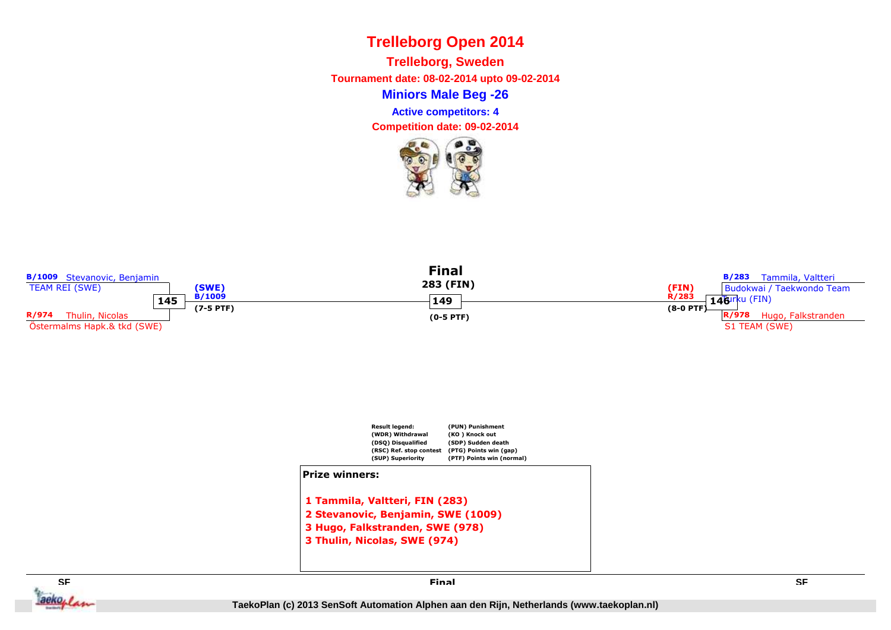# Trelleborg Open 2014

## Trelleborg, Sweden

**Tournament date: 08-02-2014 upto 09-02-2014**

### Miniors Male Beg -26

**Active competitors: 4**

**Competition date: 09-02-2014**

**B/1009** Stevanovic, Benjamin
TEAM REI (SWE)

145

**R/974** Thulin, Nicolas
Östermalms Hapk.& tkd (SWE)

**(SWE)**
**B/1009**
**(7-5 PTF)**

## Final

**283 (FIN)**

149

**(0-5 PTF)**

**(FIN)**
**R/283**
**(8-0 PTF)**

**B/283** Tammila, Valtteri
Budokwai / Taekwondo Team Turku (FIN)

146

**R/978** Hugo, Falkstranden
S1 TEAM (SWE)

| Result legend: | |
|---|---|
| (WDR) Withdrawal | (PUN) Punishment |
| (DSQ) Disqualified | (KO ) Knock out |
| (RSC) Ref. stop contest | (SDP) Sudden death |
| (SUP) Superiority | (PTG) Points win (gap) |
| | (PTF) Points win (normal) |

**Prize winners:**

1 Tammila, Valtteri, FIN (283)
2 Stevanovic, Benjamin, SWE (1009)
3 Hugo, Falkstranden, SWE (978)
3 Thulin, Nicolas, SWE (974)

SF | Final | SF

TaekoPlan (c) 2013 SenSoft Automation Alphen aan den Rijn, Netherlands (www.taekoplan.nl)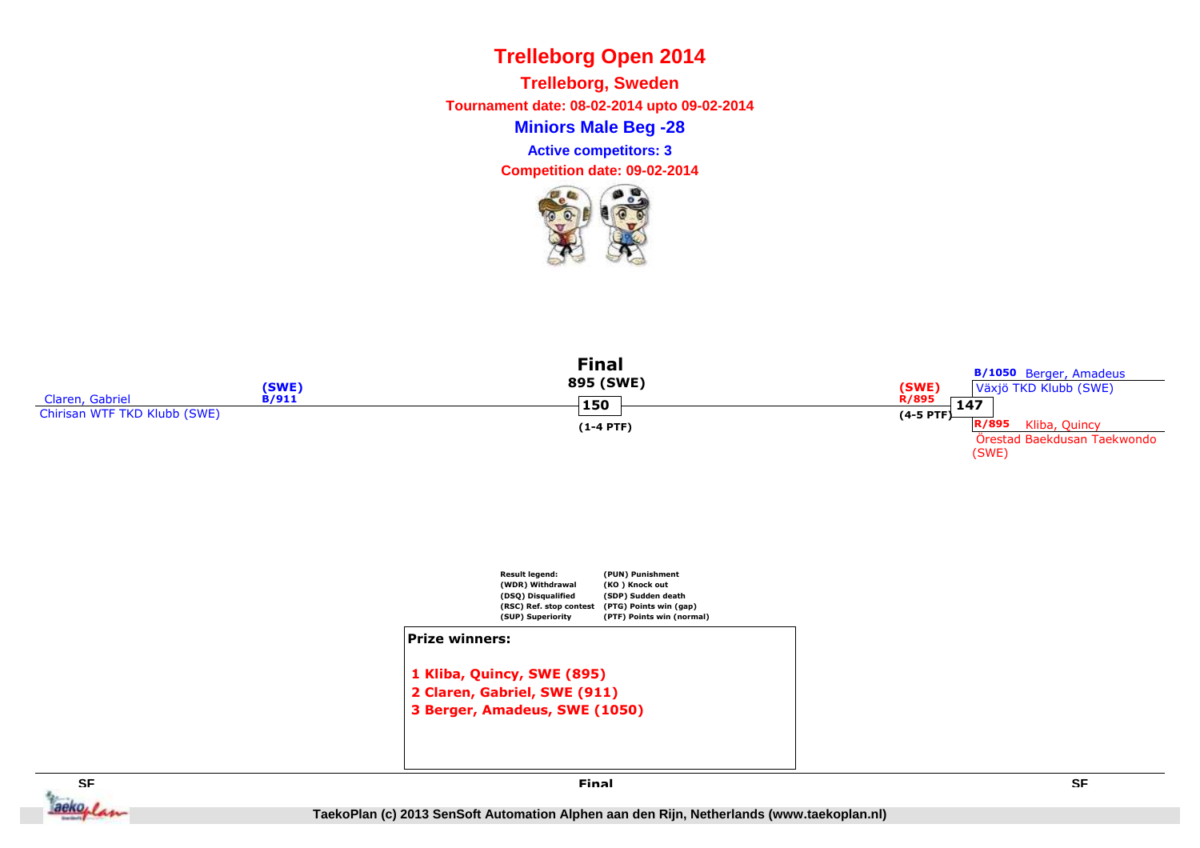# Trelleborg Open 2014

**Trelleborg, Sweden**

**Tournament date: 08-02-2014 upto 09-02-2014**

## Miniors Male Beg -28

**Active competitors: 3**

**Competition date: 09-02-2014**

### Final

**895 (SWE)**

**150**

**(1-4 PTF)**

Claren, Gabriel (SWE) B/911
Chirisan WTF TKD Klubb (SWE)

(SWE) R/895
**147**
(4-5 PTF)

B/1050 Berger, Amadeus
Växjö TKD Klubb (SWE)

R/895 Kliba, Quincy
Örestad Baekdusan Taekwondo (SWE)

| Result legend: | |
|---|---|
| (WDR) Withdrawal | (PUN) Punishment |
| (DSQ) Disqualified | (KO ) Knock out |
| (RSC) Ref. stop contest | (SDP) Sudden death |
| (SUP) Superiority | (PTG) Points win (gap) |
| | (PTF) Points win (normal) |

**Prize winners:**

1. **Kliba, Quincy, SWE (895)**
2. **Claren, Gabriel, SWE (911)**
3. **Berger, Amadeus, SWE (1050)**

SF | Final | SF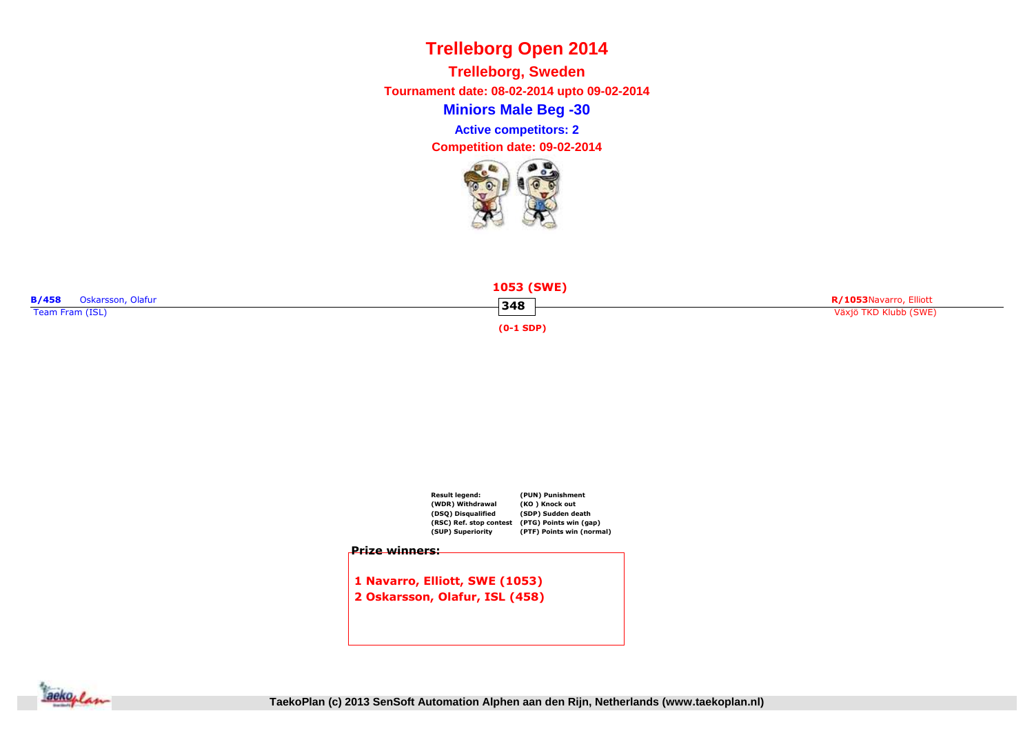# Trelleborg Open 2014

## Trelleborg, Sweden

**Tournament date: 08-02-2014 upto 09-02-2014**

### Miniors Male Beg -30

**Active competitors: 2**

**Competition date: 09-02-2014**

**B/458** Oskarsson, Olafur
Team Fram (ISL)

**1053 (SWE)**
**348**
**(0-1 SDP)**

**R/1053** Navarro, Elliott
Växjö TKD Klubb (SWE)

| Result legend: | (PUN) Punishment |
|---|---|
| (WDR) Withdrawal | (KO ) Knock out |
| (DSQ) Disqualified | (SDP) Sudden death |
| (RSC) Ref. stop contest | (PTG) Points win (gap) |
| (SUP) Superiority | (PTF) Points win (normal) |

**Prize winners:**

1 Navarro, Elliott, SWE (1053)
2 Oskarsson, Olafur, ISL (458)

TaekoPlan (c) 2013 SenSoft Automation Alphen aan den Rijn, Netherlands (www.taekoplan.nl)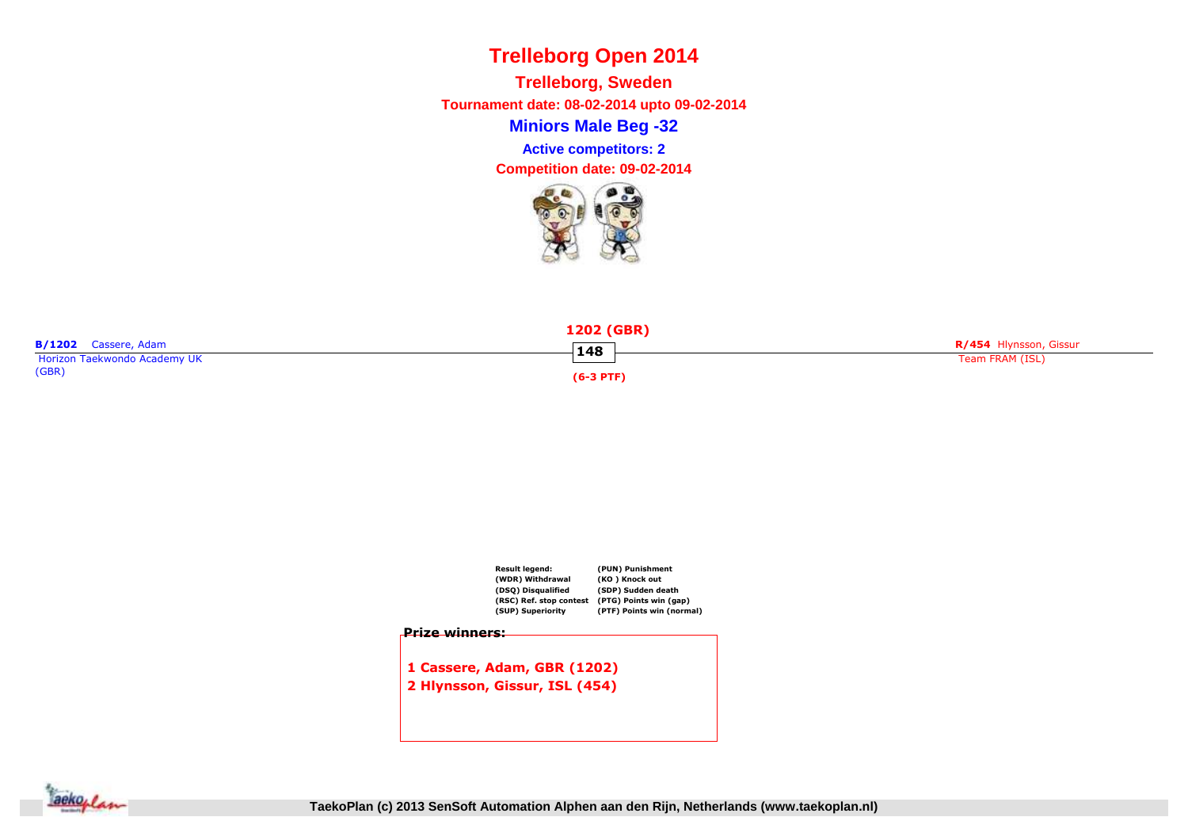# Trelleborg Open 2014

## Trelleborg, Sweden

**Tournament date: 08-02-2014 upto 09-02-2014**

## Miniors Male Beg -32

**Active competitors: 2**

**Competition date: 09-02-2014**

**B/1202** Cassere, Adam
Horizon Taekwondo Academy UK (GBR)

**1202 (GBR)**

**148**

**(6-3 PTF)**

**R/454** Hlynsson, Gissur
Team FRAM (ISL)

| Result legend: | |
|---|---|
| (WDR) Withdrawal | (PUN) Punishment |
| (DSQ) Disqualified | (KO ) Knock out |
| (RSC) Ref. stop contest | (SDP) Sudden death |
| (SUP) Superiority | (PTG) Points win (gap) |
| | (PTF) Points win (normal) |

**Prize winners:**

**1 Cassere, Adam, GBR (1202)**
**2 Hlynsson, Gissur, ISL (454)**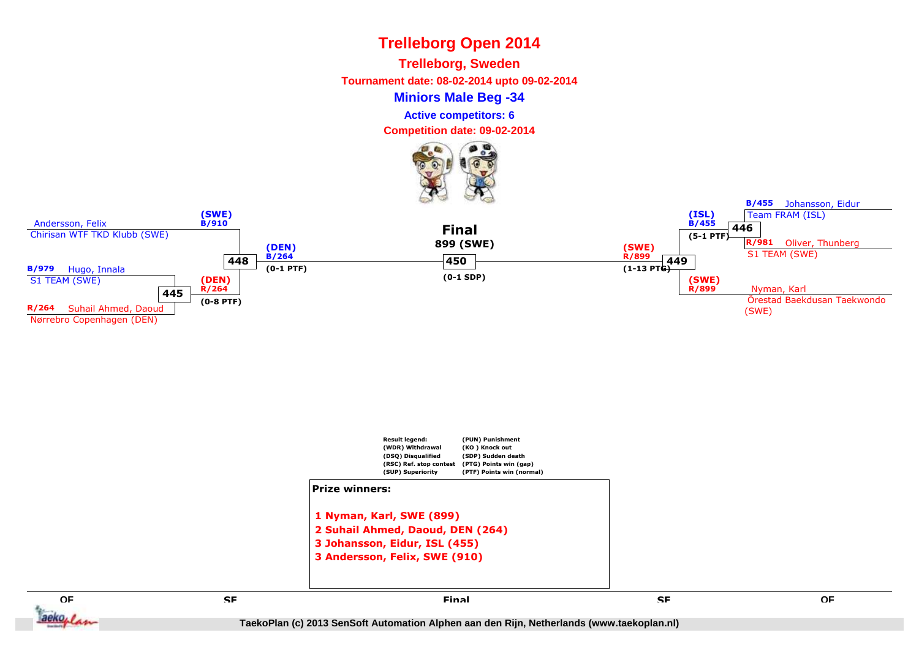# Trelleborg Open 2014

## Trelleborg, Sweden

**Tournament date: 08-02-2014 upto 09-02-2014**

### Miniors Male Beg -34

**Active competitors: 6**

**Competition date: 09-02-2014**

Andersson, Felix
Chirisan WTF TKD Klubb (SWE)

(SWE)
B/910

B/979 Hugo, Innala
S1 TEAM (SWE)

445

R/264 Suhail Ahmed, Daoud
Nørrebro Copenhagen (DEN)

(DEN)
R/264
(0-8 PTF)

448

(DEN)
B/264
(0-1 PTF)

**Final**
**899 (SWE)**

450

(0-1 SDP)

B/455 Johansson, Eidur
Team FRAM (ISL)

(ISL)
B/455
(5-1 PTF)

446

R/981 Oliver, Thunberg
S1 TEAM (SWE)

(SWE)
R/899
(1-13 PTG)

449

(SWE)
R/899

Nyman, Karl
Örestad Baekdusan Taekwondo (SWE)

Result legend:
(WDR) Withdrawal
(DSQ) Disqualified
(RSC) Ref. stop contest
(SUP) Superiority
(PUN) Punishment
(KO ) Knock out
(SDP) Sudden death
(PTG) Points win (gap)
(PTF) Points win (normal)

**Prize winners:**

1 Nyman, Karl, SWE (899)
2 Suhail Ahmed, Daoud, DEN (264)
3 Johansson, Eidur, ISL (455)
3 Andersson, Felix, SWE (910)

QF SF Final SF QF

TaekoPlan (c) 2013 SenSoft Automation Alphen aan den Rijn, Netherlands (www.taekoplan.nl)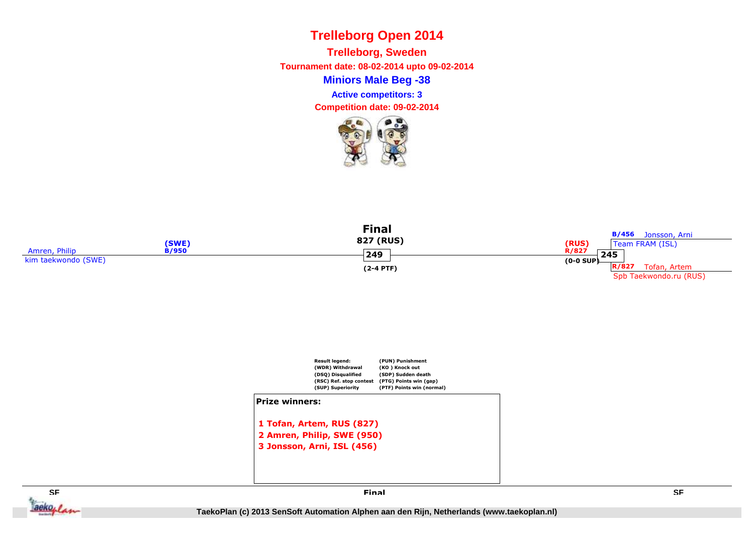# Trelleborg Open 2014

## Trelleborg, Sweden

**Tournament date: 08-02-2014 upto 09-02-2014**

## Miniors Male Beg -38

**Active competitors: 3**

**Competition date: 09-02-2014**

### Final

**827 (RUS)**

**249**

**(2-4 PTF)**

Amren, Philip
kim taekwondo (SWE)
**(SWE)**
**B/950**

**(RUS)**
**R/827**
**245**
**(0-0 SUP)**

**B/456** Jonsson, Arni
Team FRAM (ISL)

**R/827** Tofan, Artem
Spb Taekwondo.ru (RUS)

**Result legend:**
(WDR) Withdrawal
(DSQ) Disqualified
(RSC) Ref. stop contest
(SUP) Superiority
(PUN) Punishment
(KO ) Knock out
(SDP) Sudden death
(PTG) Points win (gap)
(PTF) Points win (normal)

**Prize winners:**

1 Tofan, Artem, RUS (827)
2 Amren, Philip, SWE (950)
3 Jonsson, Arni, ISL (456)

SF | Final | SF

TaekoPlan (c) 2013 SenSoft Automation Alphen aan den Rijn, Netherlands (www.taekoplan.nl)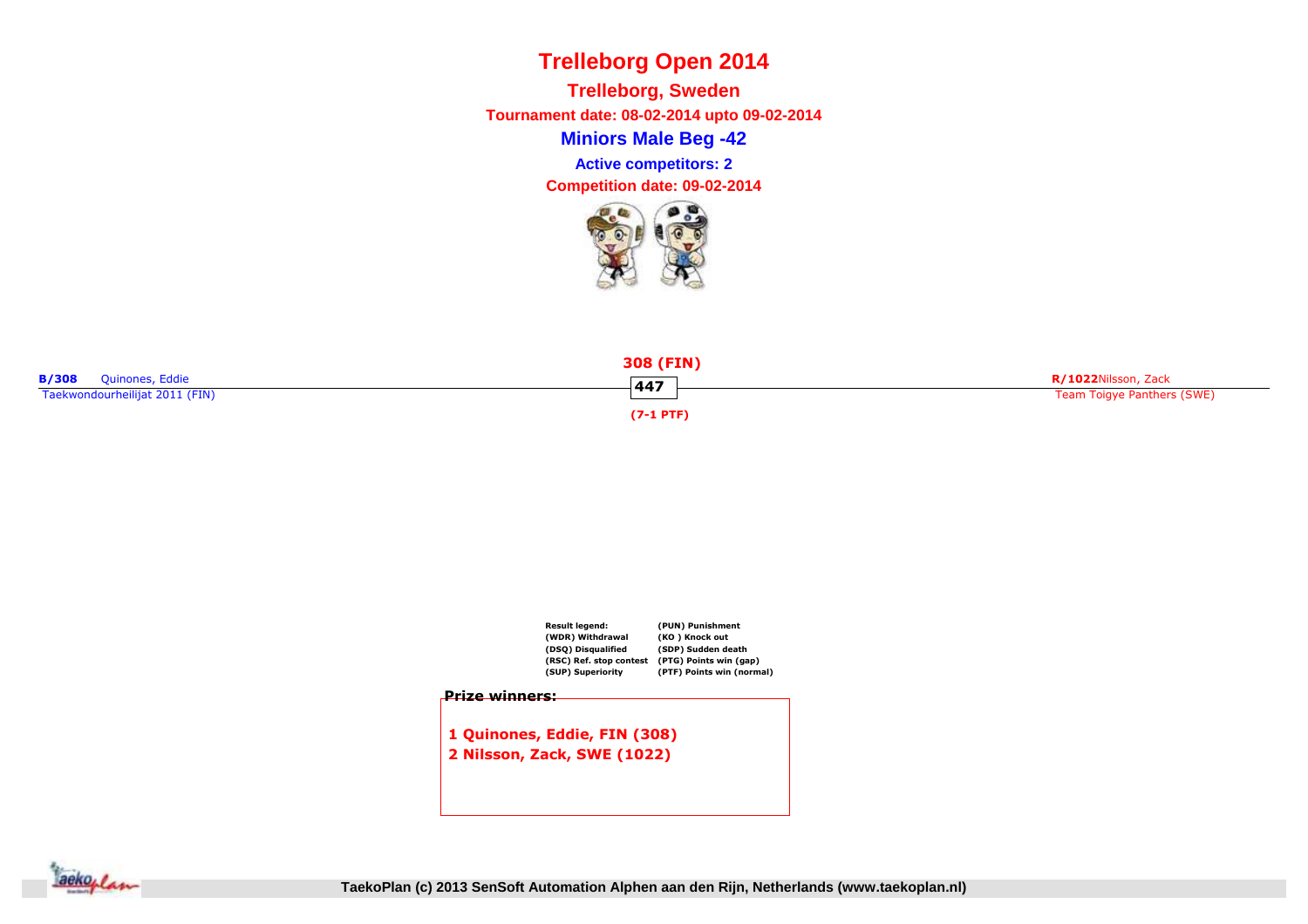# Trelleborg Open 2014

## Trelleborg, Sweden

**Tournament date: 08-02-2014 upto 09-02-2014**

## Miniors Male Beg -42

**Active competitors: 2**

**Competition date: 09-02-2014**

**B/308** Quinones, Eddie
Taekwondourheilijat 2011 (FIN)

**308 (FIN)**
447
**(7-1 PTF)**

**R/1022** Nilsson, Zack
Team Toigye Panthers (SWE)

| Result legend: | (PUN) Punishment |
|---|---|
| (WDR) Withdrawal | (KO ) Knock out |
| (DSQ) Disqualified | (SDP) Sudden death |
| (RSC) Ref. stop contest | (PTG) Points win (gap) |
| (SUP) Superiority | (PTF) Points win (normal) |

**Prize winners:**

1 Quinones, Eddie, FIN (308)
2 Nilsson, Zack, SWE (1022)

TaekoPlan (c) 2013 SenSoft Automation Alphen aan den Rijn, Netherlands (www.taekoplan.nl)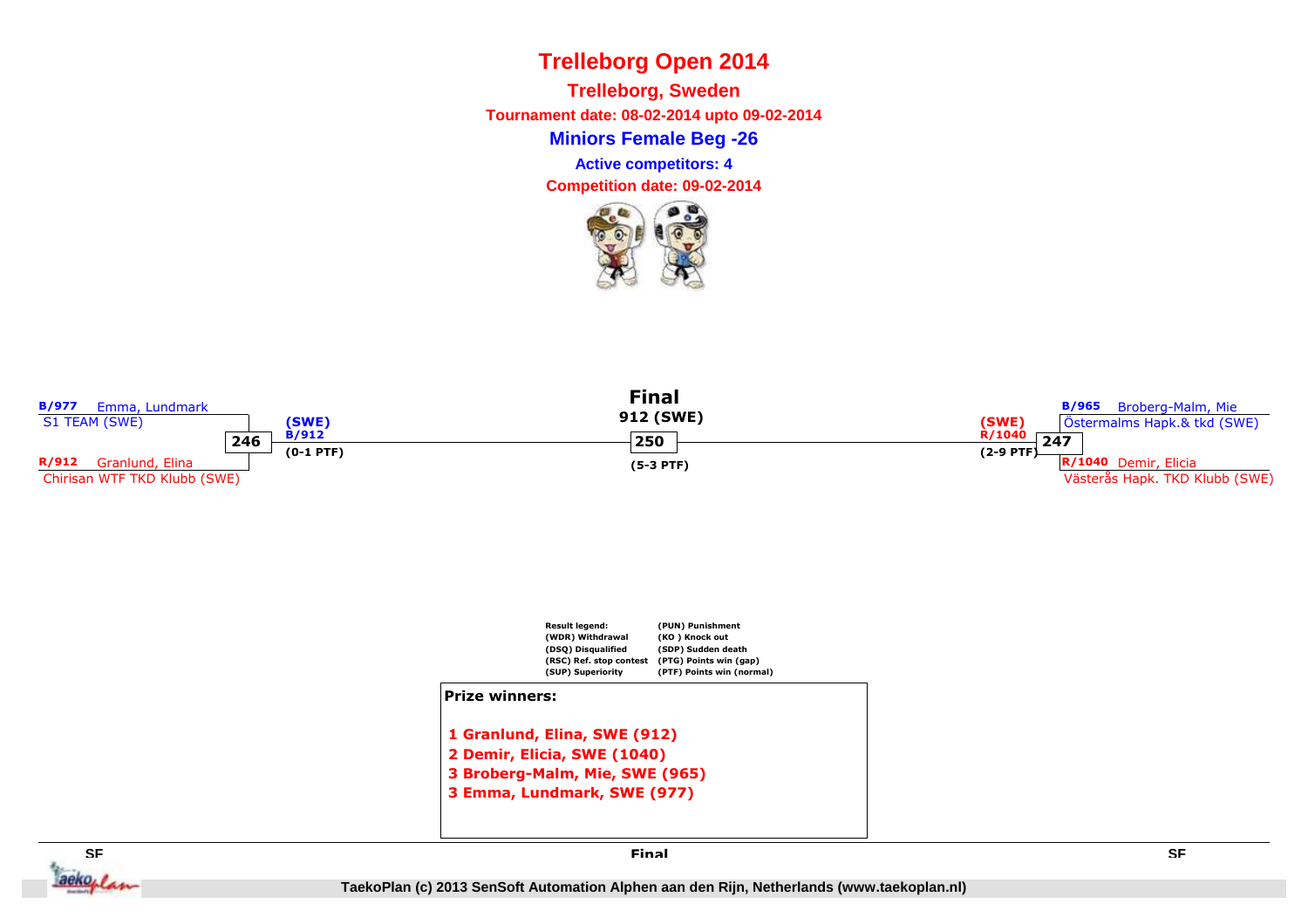# Trelleborg Open 2014

## Trelleborg, Sweden

**Tournament date: 08-02-2014 upto 09-02-2014**

## Miniors Female Beg -26

**Active competitors: 4**

**Competition date: 09-02-2014**

### Final

**912 (SWE)**

| SF | | Final | | SF |
|---|---|---|---|---|
| B/977 Emma, Lundmark<br>S1 TEAM (SWE) | 246<br>(SWE) B/912<br>(0-1 PTF) | 250<br>(5-3 PTF) | 247<br>(SWE) R/1040<br>(2-9 PTF) | B/965 Broberg-Malm, Mie<br>Östermalms Hapk.& tkd (SWE) |
| R/912 Granlund, Elina<br>Chirisan WTF TKD Klubb (SWE) | | | | R/1040 Demir, Elicia<br>Västerås Hapk. TKD Klubb (SWE) |

**Result legend:**

- (WDR) Withdrawal
- (DSQ) Disqualified
- (RSC) Ref. stop contest
- (SUP) Superiority
- (PUN) Punishment
- (KO ) Knock out
- (SDP) Sudden death
- (PTG) Points win (gap)
- (PTF) Points win (normal)

**Prize winners:**

1 Granlund, Elina, SWE (912)
2 Demir, Elicia, SWE (1040)
3 Broberg-Malm, Mie, SWE (965)
3 Emma, Lundmark, SWE (977)

TaekoPlan (c) 2013 SenSoft Automation Alphen aan den Rijn, Netherlands (www.taekoplan.nl)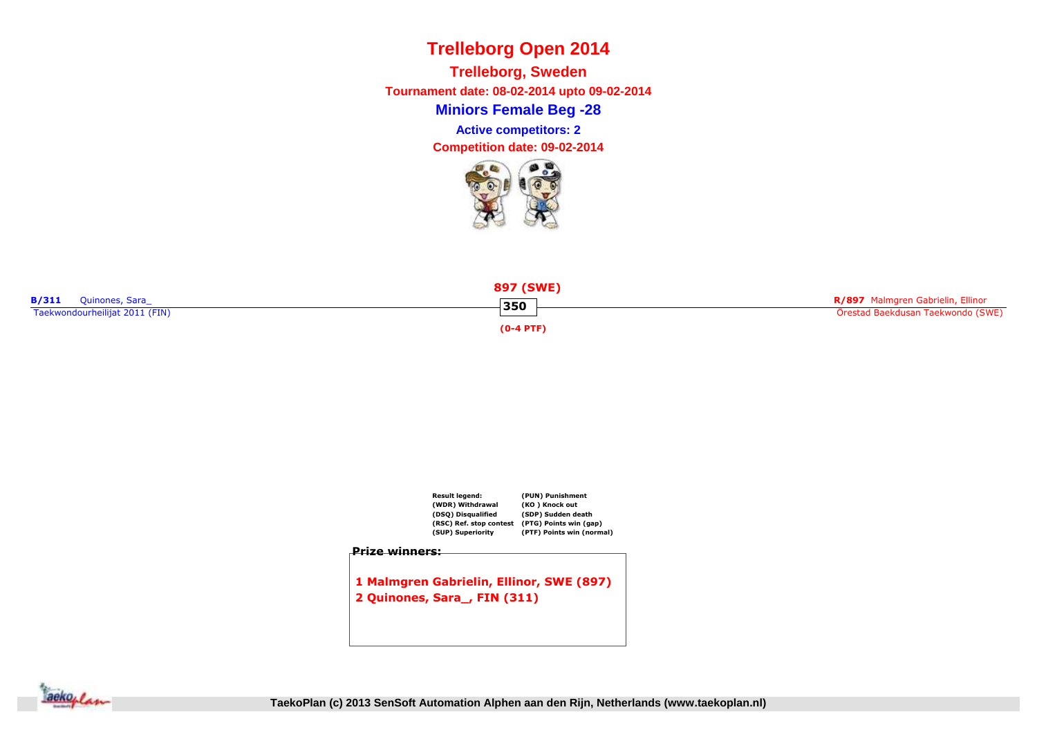# Trelleborg Open 2014

## Trelleborg, Sweden

**Tournament date: 08-02-2014 upto 09-02-2014**

## Miniors Female Beg -28

**Active competitors: 2**

**Competition date: 09-02-2014**

**B/311** Quinones, Sara_
Taekwondourheilijat 2011 (FIN)

**897 (SWE)**

**350**

**(0-4 PTF)**

**R/897** Malmgren Gabrielin, Ellinor
Örestad Baekdusan Taekwondo (SWE)

| Result legend: | (PUN) Punishment |
|---|---|
| (WDR) Withdrawal | (KO ) Knock out |
| (DSQ) Disqualified | (SDP) Sudden death |
| (RSC) Ref. stop contest | (PTG) Points win (gap) |
| (SUP) Superiority | (PTF) Points win (normal) |

**Prize winners:**

**1 Malmgren Gabrielin, Ellinor, SWE (897)**
**2 Quinones, Sara_, FIN (311)**

TaekoPlan (c) 2013 SenSoft Automation Alphen aan den Rijn, Netherlands (www.taekoplan.nl)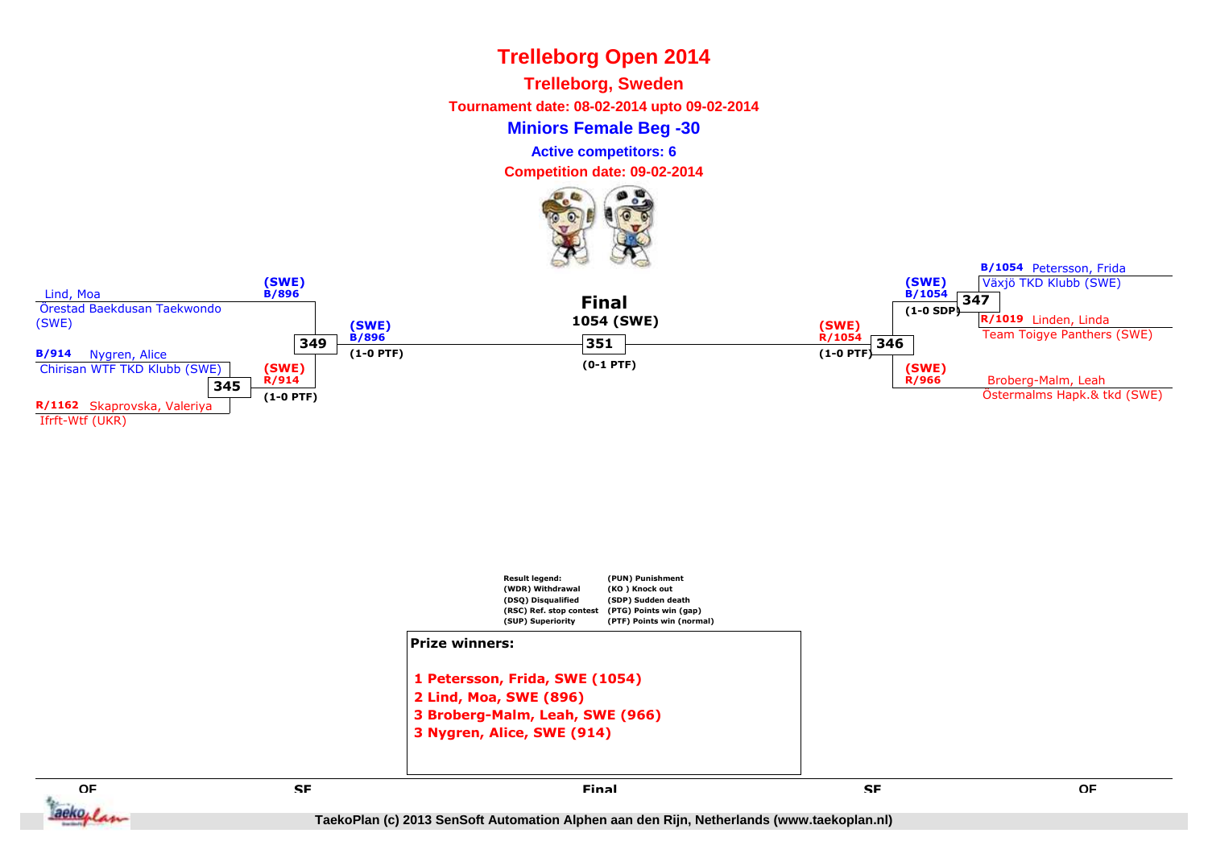# Trelleborg Open 2014

## Trelleborg, Sweden

**Tournament date: 08-02-2014 upto 09-02-2014**

### Miniors Female Beg -30

**Active competitors: 6**

**Competition date: 09-02-2014**

Lind, Moa
Örestad Baekdusan Taekwondo (SWE)

(SWE) B/896

349

(SWE) B/896
(1-0 PTF)

B/914 Nygren, Alice
Chirisan WTF TKD Klubb (SWE)

345

(SWE) R/914
(1-0 PTF)

R/1162 Skaprovska, Valeriya
Ifrft-Wtf (UKR)

**Final**
**1054 (SWE)**

351

(0-1 PTF)

B/1054 Petersson, Frida
Växjö TKD Klubb (SWE)

(SWE) B/1054

347

(1-0 SDP)

R/1019 Linden, Linda
Team Toigye Panthers (SWE)

(SWE) R/1054

346

(1-0 PTF)

(SWE) R/966

Broberg-Malm, Leah
Östermalms Hapk.& tkd (SWE)

| Result legend: | |
|---|---|
| (WDR) Withdrawal | (PUN) Punishment |
| (DSQ) Disqualified | (KO ) Knock out |
| (RSC) Ref. stop contest | (SDP) Sudden death |
| (SUP) Superiority | (PTG) Points win (gap) |
| | (PTF) Points win (normal) |

**Prize winners:**

**1 Petersson, Frida, SWE (1054)**
**2 Lind, Moa, SWE (896)**
**3 Broberg-Malm, Leah, SWE (966)**
**3 Nygren, Alice, SWE (914)**

QF | SF | Final | SF | QF

TaekoPlan (c) 2013 SenSoft Automation Alphen aan den Rijn, Netherlands (www.taekoplan.nl)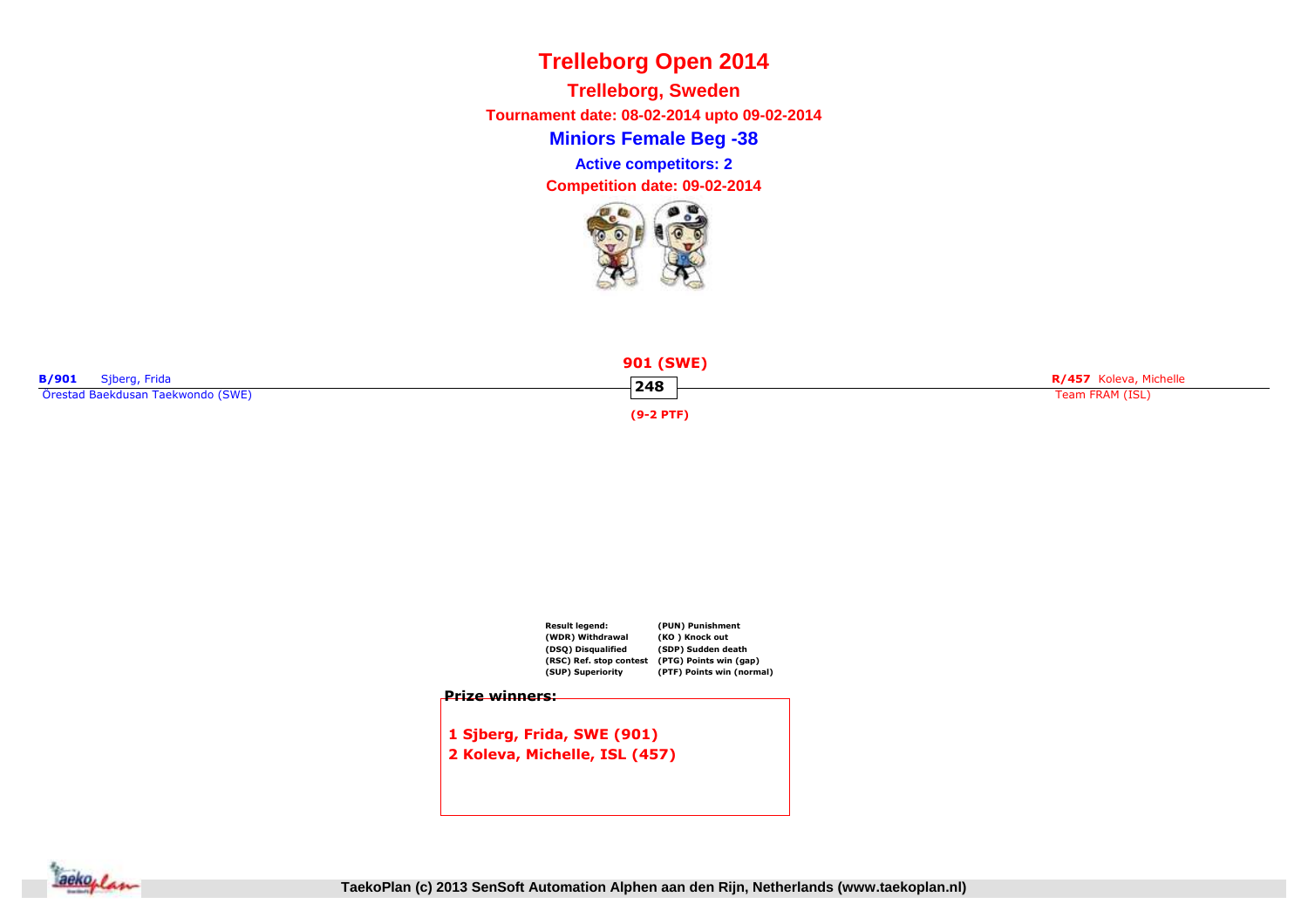# Trelleborg Open 2014

## Trelleborg, Sweden

**Tournament date: 08-02-2014 upto 09-02-2014**

## Miniors Female Beg -38

**Active competitors: 2**

**Competition date: 09-02-2014**

**901 (SWE)**

**B/901** Sjberg, Frida
Örestad Baekdusan Taekwondo (SWE)

**248**

**R/457** Koleva, Michelle
Team FRAM (ISL)

**(9-2 PTF)**

| Result legend: | (PUN) Punishment |
|---|---|
| (WDR) Withdrawal | (KO ) Knock out |
| (DSQ) Disqualified | (SDP) Sudden death |
| (RSC) Ref. stop contest | (PTG) Points win (gap) |
| (SUP) Superiority | (PTF) Points win (normal) |

**Prize winners:**

**1 Sjberg, Frida, SWE (901)**
**2 Koleva, Michelle, ISL (457)**

TaekoPlan (c) 2013 SenSoft Automation Alphen aan den Rijn, Netherlands (www.taekoplan.nl)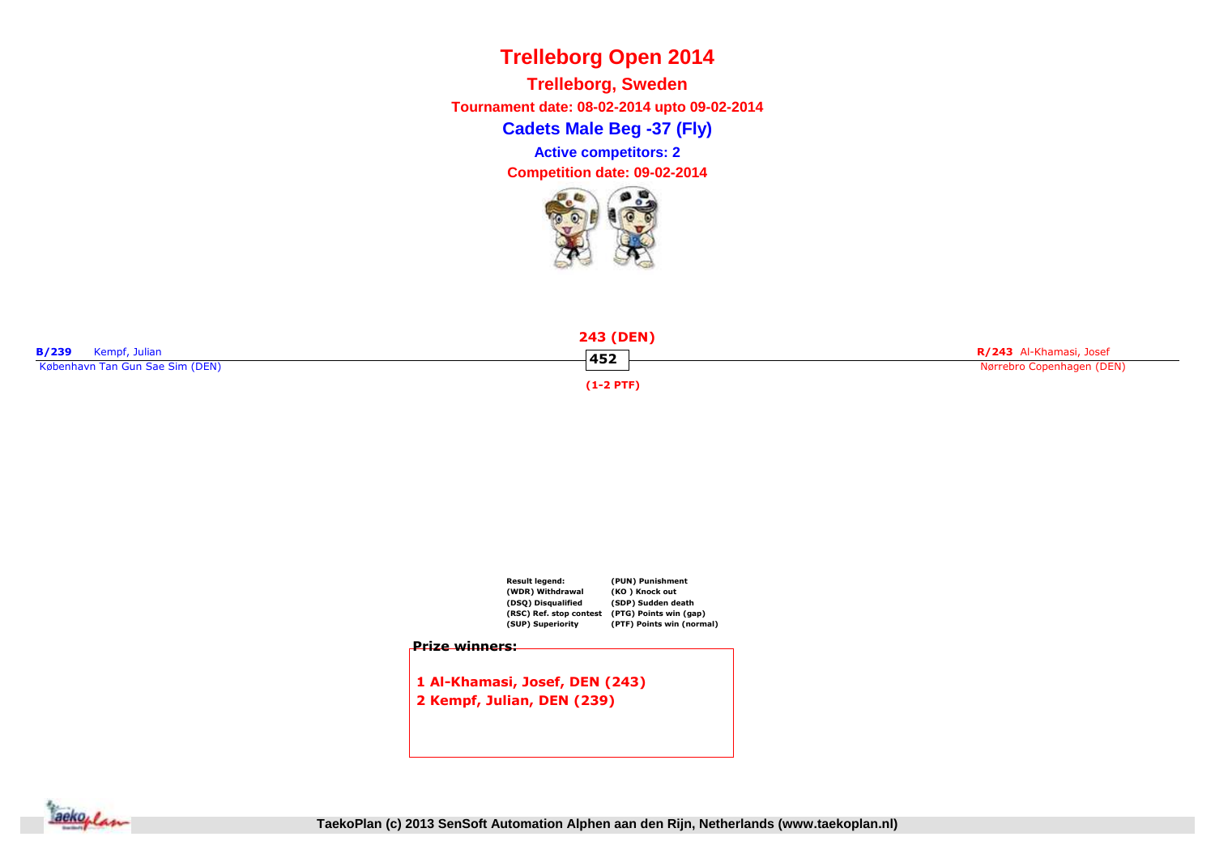# Trelleborg Open 2014

## Trelleborg, Sweden

**Tournament date: 08-02-2014 upto 09-02-2014**

## Cadets Male Beg -37 (Fly)

**Active competitors: 2**

**Competition date: 09-02-2014**

**B/239** Kempf, Julian
København Tan Gun Sae Sim (DEN)

**243 (DEN)**
**452**
**(1-2 PTF)**

**R/243** Al-Khamasi, Josef
Nørrebro Copenhagen (DEN)

| Result legend: | (PUN) Punishment |
|---|---|
| (WDR) Withdrawal | (KO ) Knock out |
| (DSQ) Disqualified | (SDP) Sudden death |
| (RSC) Ref. stop contest | (PTG) Points win (gap) |
| (SUP) Superiority | (PTF) Points win (normal) |

**Prize winners:**

**1 Al-Khamasi, Josef, DEN (243)**
**2 Kempf, Julian, DEN (239)**

TaekoPlan (c) 2013 SenSoft Automation Alphen aan den Rijn, Netherlands (www.taekoplan.nl)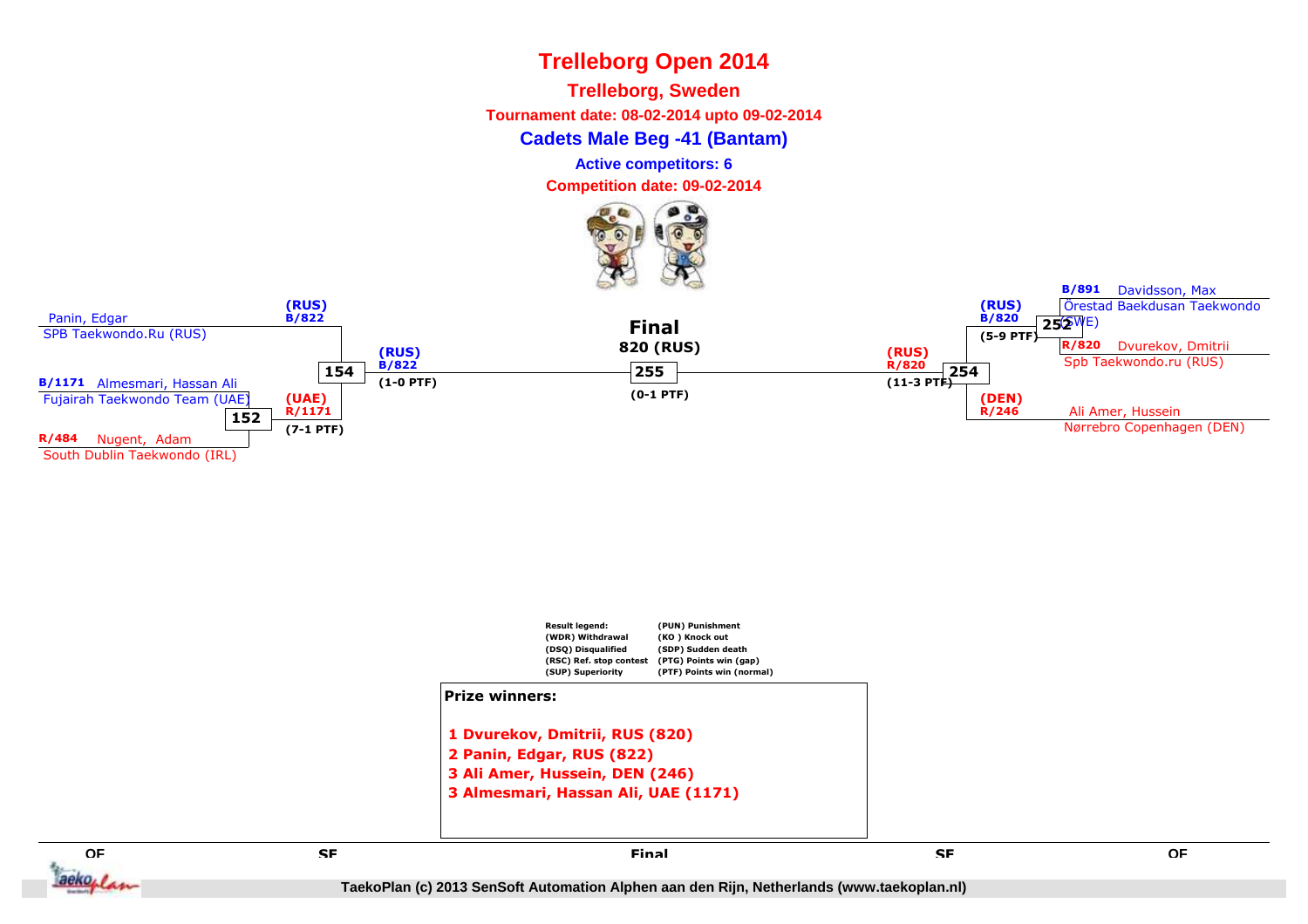# Trelleborg Open 2014

## Trelleborg, Sweden

**Tournament date: 08-02-2014 upto 09-02-2014**

### Cadets Male Beg -41 (Bantam)

**Active competitors: 6**

**Competition date: 09-02-2014**

Panin, Edgar
SPB Taekwondo.Ru (RUS)

B/1171 Almesmari, Hassan Ali
Fujairah Taekwondo Team (UAE)

152

R/484 Nugent, Adam
South Dublin Taekwondo (IRL)

(UAE)
R/1171
(7-1 PTF)

(RUS)
B/822

154

(RUS)
B/822
(1-0 PTF)

**Final**
**820 (RUS)**

255

(0-1 PTF)

(RUS)
R/820
(11-3 PTF)

254

(RUS)
B/820
(5-9 PTF)

252

(DEN)
R/246

B/891 Davidsson, Max
Örestad Baekdusan Taekwondo (SWE)

R/820 Dvurekov, Dmitrii
Spb Taekwondo.ru (RUS)

Ali Amer, Hussein
Nørrebro Copenhagen (DEN)

| Result legend: | |
|---|---|
| (WDR) Withdrawal | (PUN) Punishment |
| (DSQ) Disqualified | (KO ) Knock out |
| (RSC) Ref. stop contest | (SDP) Sudden death |
| (SUP) Superiority | (PTG) Points win (gap) |
| | (PTF) Points win (normal) |

**Prize winners:**

1 Dvurekov, Dmitrii, RUS (820)
2 Panin, Edgar, RUS (822)
3 Ali Amer, Hussein, DEN (246)
3 Almesmari, Hassan Ali, UAE (1171)

QF SF Final SF QF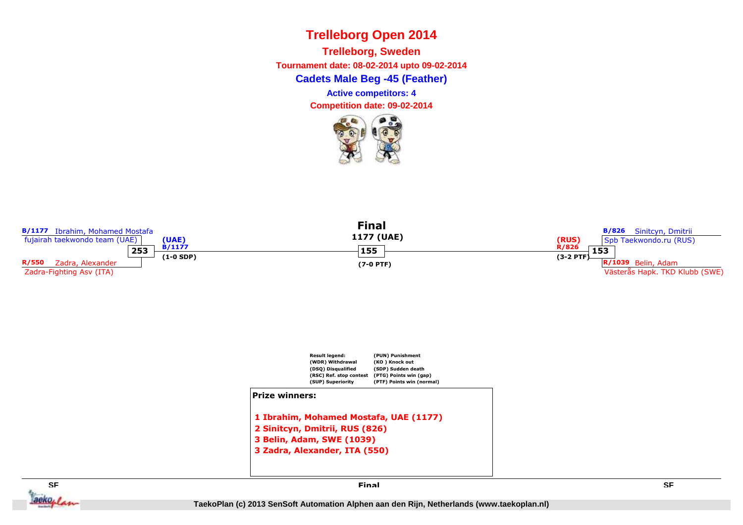# Trelleborg Open 2014

## Trelleborg, Sweden

**Tournament date: 08-02-2014 upto 09-02-2014**

### Cadets Male Beg -45 (Feather)

**Active competitors: 4**

**Competition date: 09-02-2014**

B/1177 Ibrahim, Mohamed Mostafa
fujairah taekwondo team (UAE)

253

R/550 Zadra, Alexander
Zadra-Fighting Asv (ITA)

(UAE)
B/1177
(1-0 SDP)

**Final**

**1177 (UAE)**

155

(7-0 PTF)

(RUS)
R/826
(3-2 PTF)

B/826 Sinitcyn, Dmitrii
Spb Taekwondo.ru (RUS)

153

R/1039 Belin, Adam
Västerås Hapk. TKD Klubb (SWE)

| Result legend: | |
|---|---|
| (WDR) Withdrawal | (PUN) Punishment |
| (DSQ) Disqualified | (KO ) Knock out |
| (RSC) Ref. stop contest | (SDP) Sudden death |
| (SUP) Superiority | (PTG) Points win (gap) |
| | (PTF) Points win (normal) |

**Prize winners:**

1 Ibrahim, Mohamed Mostafa, UAE (1177)
2 Sinitcyn, Dmitrii, RUS (826)
3 Belin, Adam, SWE (1039)
3 Zadra, Alexander, ITA (550)

SF | Final | SF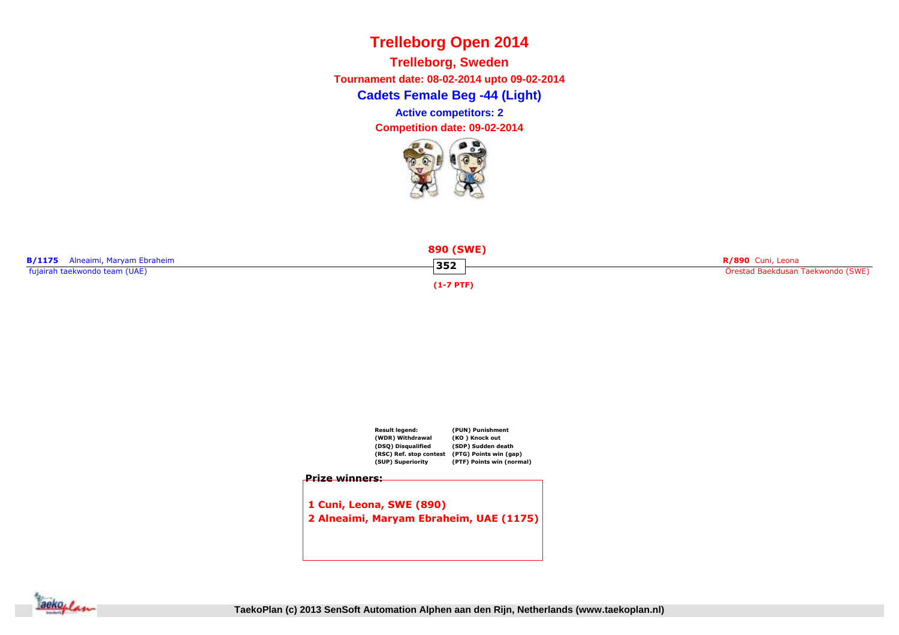# Trelleborg Open 2014

## Trelleborg, Sweden

**Tournament date: 08-02-2014 upto 09-02-2014**

## Cadets Female Beg -44 (Light)

**Active competitors: 2**

**Competition date: 09-02-2014**

**B/1175** Alneaimi, Maryam Ebraheim
fujairah taekwondo team (UAE)

**890 (SWE)**

**352**

**(1-7 PTF)**

**R/890** Cuni, Leona
Örestad Baekdusan Taekwondo (SWE)

| Result legend: | (PUN) Punishment |
|---|---|
| (WDR) Withdrawal | (KO ) Knock out |
| (DSQ) Disqualified | (SDP) Sudden death |
| (RSC) Ref. stop contest | (PTG) Points win (gap) |
| (SUP) Superiority | (PTF) Points win (normal) |

**Prize winners:**

**1 Cuni, Leona, SWE (890)**
**2 Alneaimi, Maryam Ebraheim, UAE (1175)**

TaekoPlan (c) 2013 SenSoft Automation Alphen aan den Rijn, Netherlands (www.taekoplan.nl)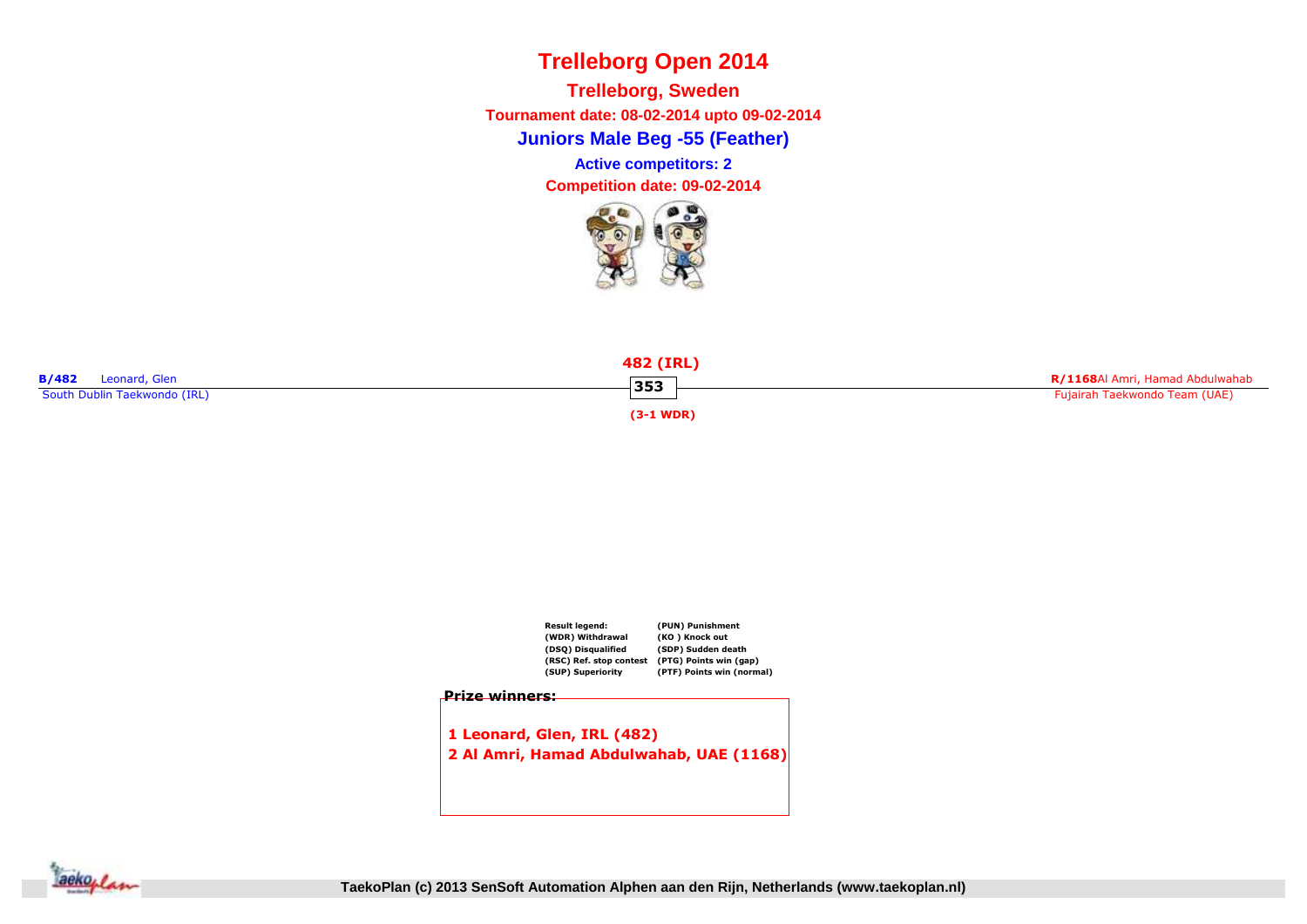# Trelleborg Open 2014

## Trelleborg, Sweden

**Tournament date: 08-02-2014 upto 09-02-2014**

## Juniors Male Beg -55 (Feather)

**Active competitors: 2**

**Competition date: 09-02-2014**

**B/482** Leonard, Glen
South Dublin Taekwondo (IRL)

**482 (IRL)**

**353**

**(3-1 WDR)**

**R/1168** Al Amri, Hamad Abdulwahab
Fujairah Taekwondo Team (UAE)

| Result legend: | (PUN) Punishment |
|---|---|
| (WDR) Withdrawal | (KO ) Knock out |
| (DSQ) Disqualified | (SDP) Sudden death |
| (RSC) Ref. stop contest | (PTG) Points win (gap) |
| (SUP) Superiority | (PTF) Points win (normal) |

**Prize winners:**

**1 Leonard, Glen, IRL (482)**
**2 Al Amri, Hamad Abdulwahab, UAE (1168)**

TaekoPlan (c) 2013 SenSoft Automation Alphen aan den Rijn, Netherlands (www.taekoplan.nl)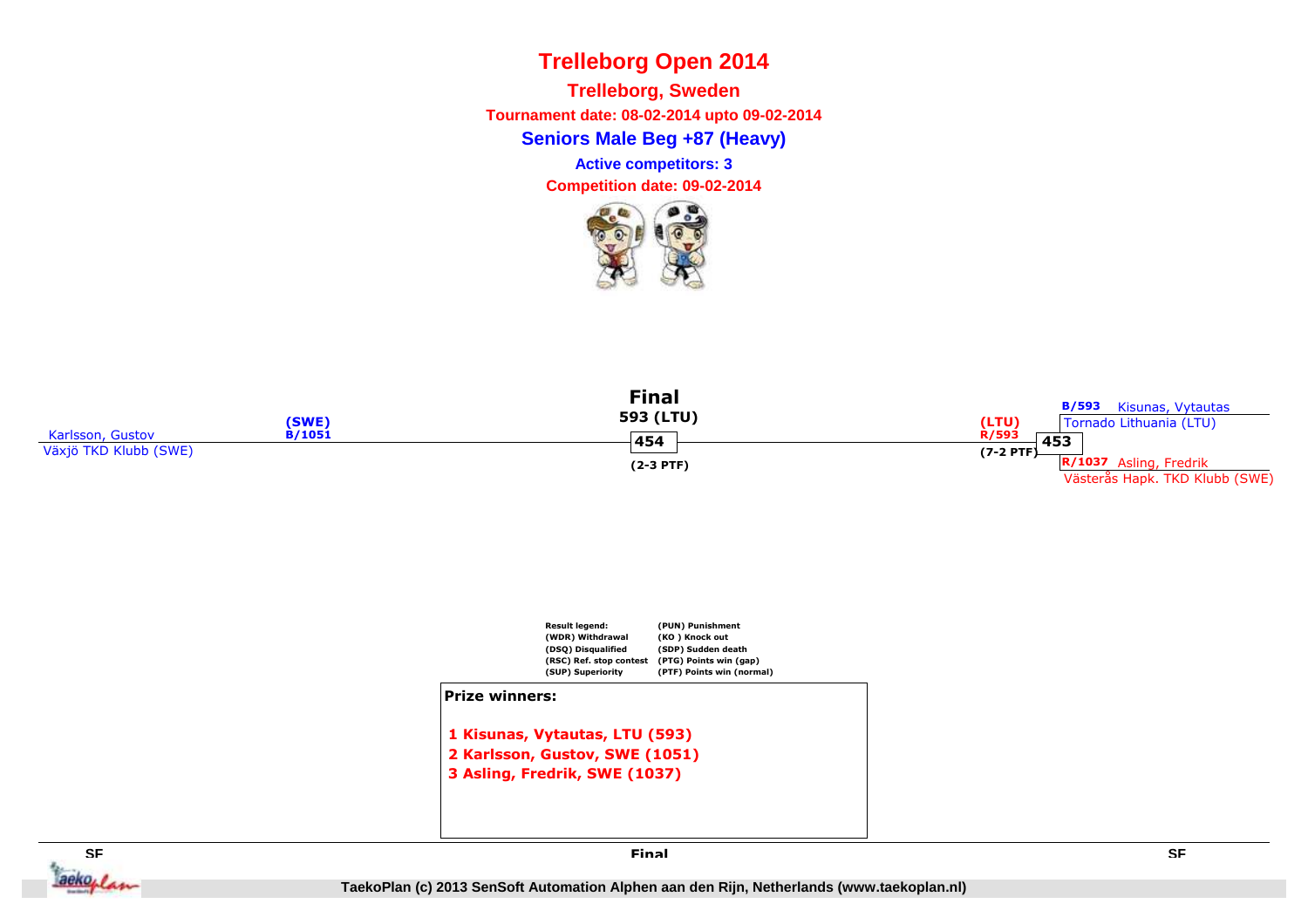# Trelleborg Open 2014

## Trelleborg, Sweden

**Tournament date: 08-02-2014 upto 09-02-2014**

**Seniors Male Beg +87 (Heavy)**

**Active competitors: 3**

**Competition date: 09-02-2014**

### Final

**593 (LTU)**

Karlsson, Gustov (SWE) B/1051
Växjö TKD Klubb (SWE)

**454**
(2-3 PTF)

(LTU) R/593
(7-2 PTF)

**453**

B/593 Kisunas, Vytautas
Tornado Lithuania (LTU)

R/1037 Asling, Fredrik
Västerås Hapk. TKD Klubb (SWE)

**Result legend:**
(WDR) Withdrawal
(DSQ) Disqualified
(RSC) Ref. stop contest
(SUP) Superiority
(PUN) Punishment
(KO ) Knock out
(SDP) Sudden death
(PTG) Points win (gap)
(PTF) Points win (normal)

**Prize winners:**

1 Kisunas, Vytautas, LTU (593)
2 Karlsson, Gustov, SWE (1051)
3 Asling, Fredrik, SWE (1037)

SF | Final | SF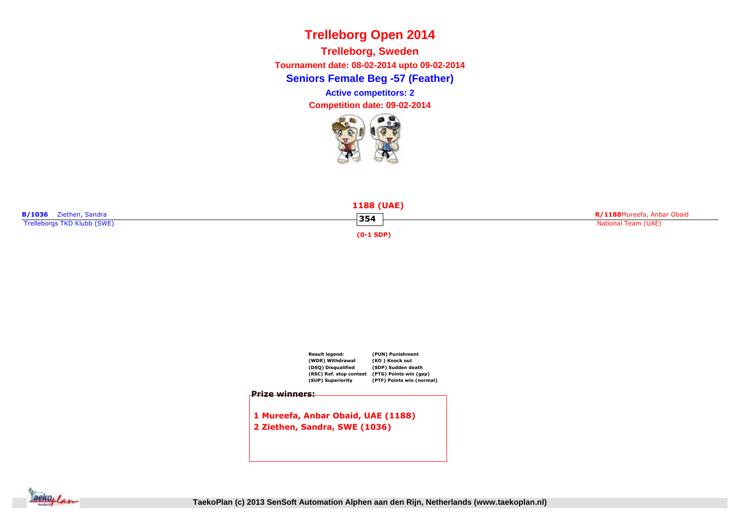# Trelleborg Open 2014

## Trelleborg, Sweden

**Tournament date: 08-02-2014 upto 09-02-2014**

## Seniors Female Beg -57 (Feather)

**Active competitors: 2**

**Competition date: 09-02-2014**

**B/1036** Ziethen, Sandra
Trelleborgs TKD Klubb (SWE)

**1188 (UAE)**

**354**

**(0-1 SDP)**

**R/1188** Mureefa, Anbar Obaid
National Team (UAE)

| | |
|---|---|
| **Result legend:** | **(PUN) Punishment** |
| **(WDR) Withdrawal** | **(KO ) Knock out** |
| **(DSQ) Disqualified** | **(SDP) Sudden death** |
| **(RSC) Ref. stop contest** | **(PTG) Points win (gap)** |
| **(SUP) Superiority** | **(PTF) Points win (normal)** |

**Prize winners:**

**1 Mureefa, Anbar Obaid, UAE (1188)**
**2 Ziethen, Sandra, SWE (1036)**